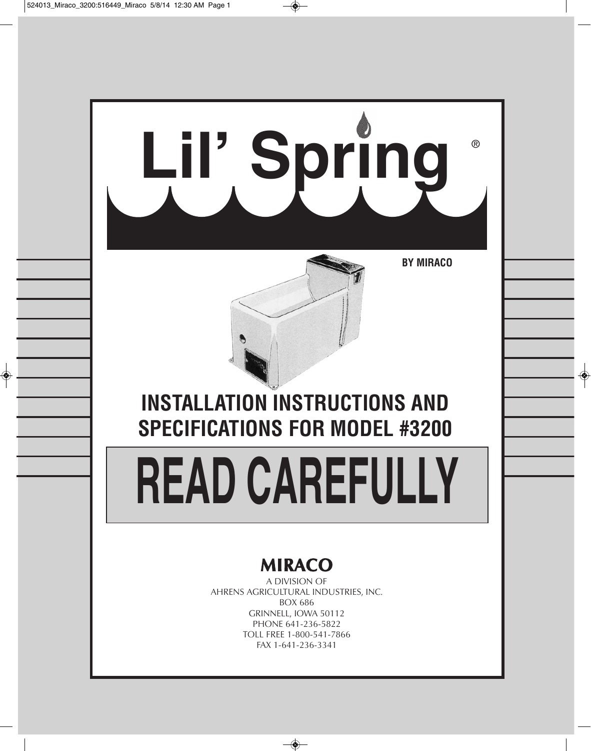# Lil' Spring®

**BY MIRACO**

## INSTALLATION INSTRUCTIONS AND SPECIFICATIONS FOR MODEL #3200

# READ CAREFULLY

**MIRACO**

A DIVISION OF
AHRENS AGRICULTURAL INDUSTRIES, INC.
BOX 686
GRINNELL, IOWA 50112
PHONE 641-236-5822
TOLL FREE 1-800-541-7866
FAX 1-641-236-3341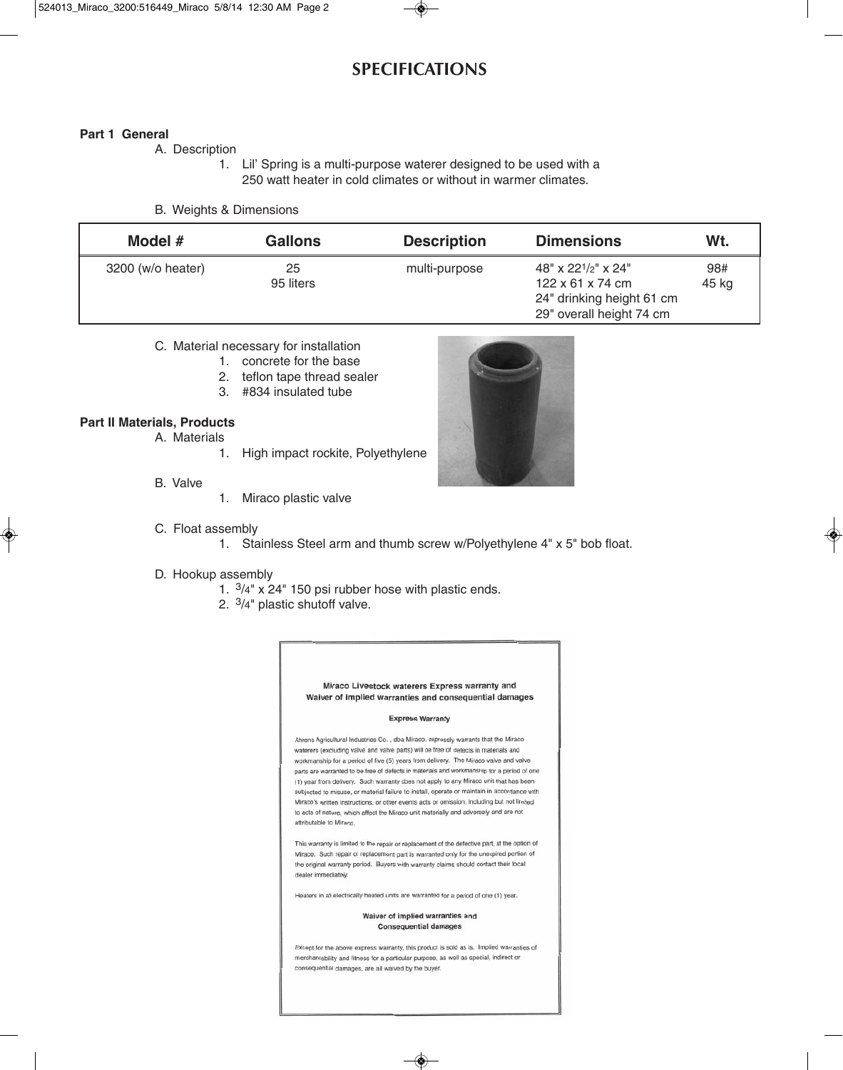# SPECIFICATIONS

**Part 1 General**

A. Description

1. Lil' Spring is a multi-purpose waterer designed to be used with a 250 watt heater in cold climates or without in warmer climates.

B. Weights & Dimensions

| Model # | Gallons | Description | Dimensions | Wt. |
|---|---|---|---|---|
| 3200 (w/o heater) | 25<br>95 liters | multi-purpose | 48" x 22½" x 24"<br>122 x 61 x 74 cm<br>24" drinking height 61 cm<br>29" overall height 74 cm | 98#<br>45 kg |

C. Material necessary for installation

1. concrete for the base
2. teflon tape thread sealer
3. #834 insulated tube

**Part II Materials, Products**

A. Materials

1. High impact rockite, Polyethylene

B. Valve

1. Miraco plastic valve

C. Float assembly

1. Stainless Steel arm and thumb screw w/Polyethylene 4" x 5" bob float.

D. Hookup assembly

1. ¾" x 24" 150 psi rubber hose with plastic ends.
2. ¾" plastic shutoff valve.

**Miraco Livestock waterers Express warranty and Waiver of implied warranties and consequential damages**

**Express Warranty**

Ahrens Agricultural Industries Co., dba Miraco, expressly warrants that the Miraco waterers (excluding valve and valve parts) will be free of defects in materials and workmanship for a period of five (5) years from delivery. The Miraco valve and valve parts are warranted to be free of defects in materials and workmanship for a period of one (1) year from delivery. Such warranty does not apply to any Miraco unit that has been subjected to misuse, or material failure to install, operate or maintain in accordance with Miraco's written instructions, or other events acts or omission, including but not limited to acts of nature, which effect the Miraco unit materially and adversely and are not attributable to Miraco.

This warranty is limited to the repair or replacement of the defective part, at the option of Miraco. Such repair or replacement part is warranted only for the unexpired portion of the original warranty period. Buyers with warranty claims should contact their local dealer immediately.

Heaters in all electrically heated units are warranted for a period of one (1) year.

**Waiver of implied warranties and Consequential damages**

Except for the above express warranty, this product is sold as is. Implied warranties of merchantability and fitness for a particular purpose, as well as special, indirect or consequential damages, are all waived by the buyer.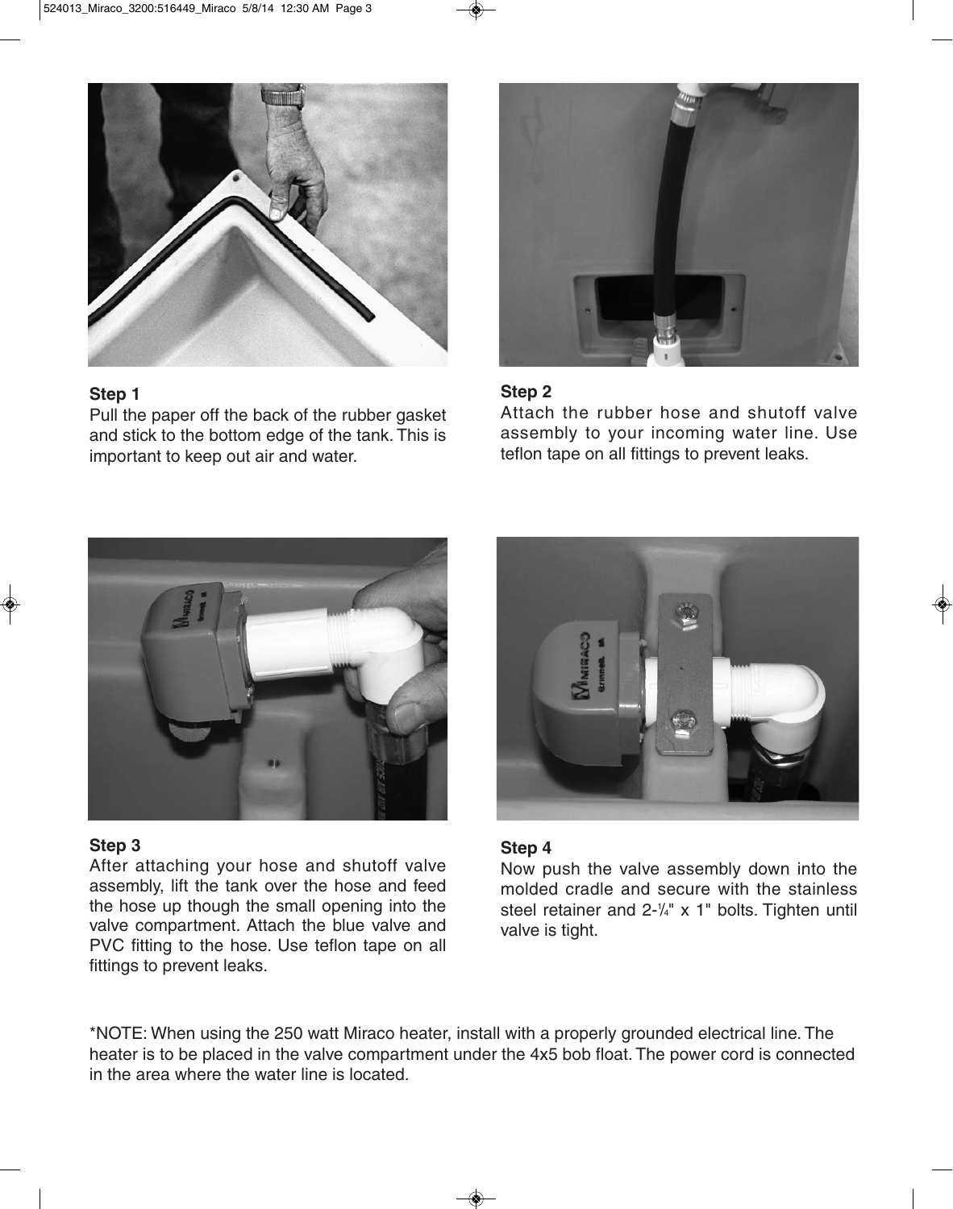**Step 1**

Pull the paper off the back of the rubber gasket and stick to the bottom edge of the tank. This is important to keep out air and water.

**Step 2**

Attach the rubber hose and shutoff valve assembly to your incoming water line. Use teflon tape on all fittings to prevent leaks.

**Step 3**

After attaching your hose and shutoff valve assembly, lift the tank over the hose and feed the hose up though the small opening into the valve compartment. Attach the blue valve and PVC fitting to the hose. Use teflon tape on all fittings to prevent leaks.

**Step 4**

Now push the valve assembly down into the molded cradle and secure with the stainless steel retainer and 2-¼" x 1" bolts. Tighten until valve is tight.

*NOTE: When using the 250 watt Miraco heater, install with a properly grounded electrical line. The heater is to be placed in the valve compartment under the 4x5 bob float. The power cord is connected in the area where the water line is located.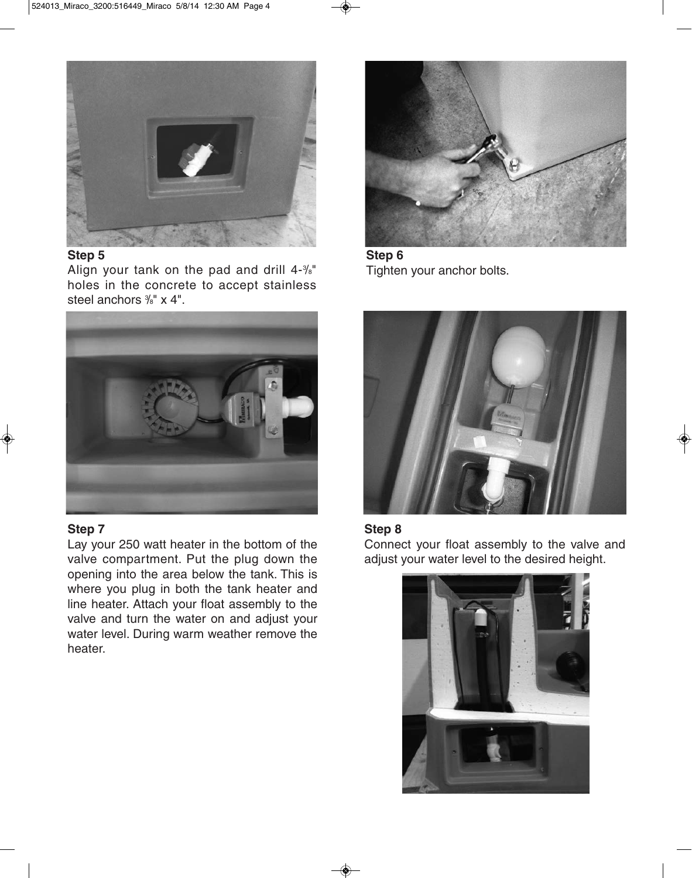**Step 5**

Align your tank on the pad and drill 4-3/8" holes in the concrete to accept stainless steel anchors 3/8" x 4".

**Step 6**

Tighten your anchor bolts.

**Step 7**

Lay your 250 watt heater in the bottom of the valve compartment. Put the plug down the opening into the area below the tank. This is where you plug in both the tank heater and line heater. Attach your float assembly to the valve and turn the water on and adjust your water level. During warm weather remove the heater.

**Step 8**

Connect your float assembly to the valve and adjust your water level to the desired height.